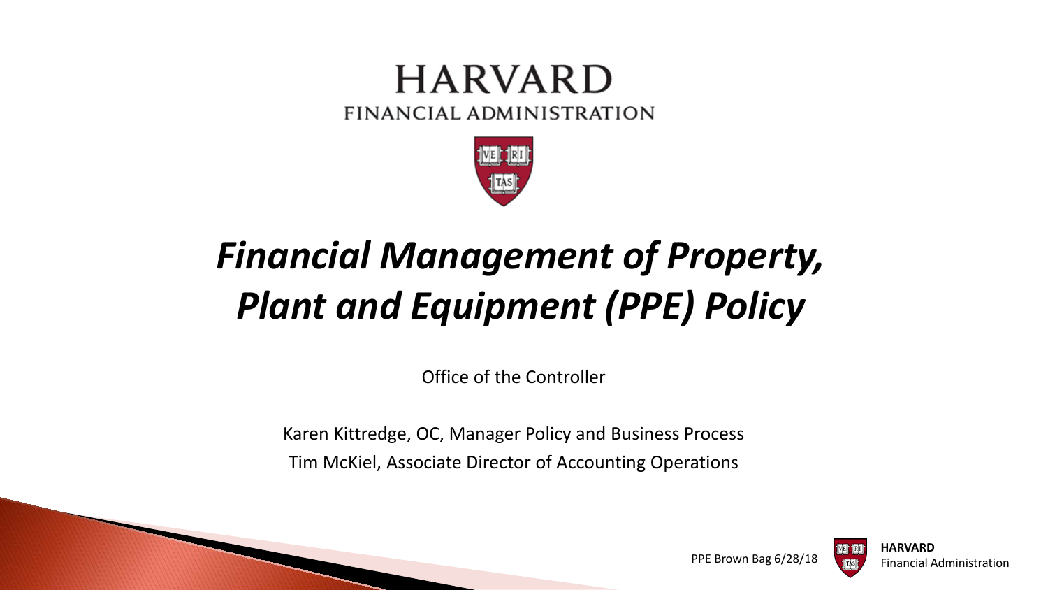HARVARD

FINANCIAL ADMINISTRATION

# *Financial Management of Property, Plant and Equipment (PPE) Policy*

Office of the Controller

Karen Kittredge, OC, Manager Policy and Business Process

Tim McKiel, Associate Director of Accounting Operations

PPE Brown Bag 6/28/18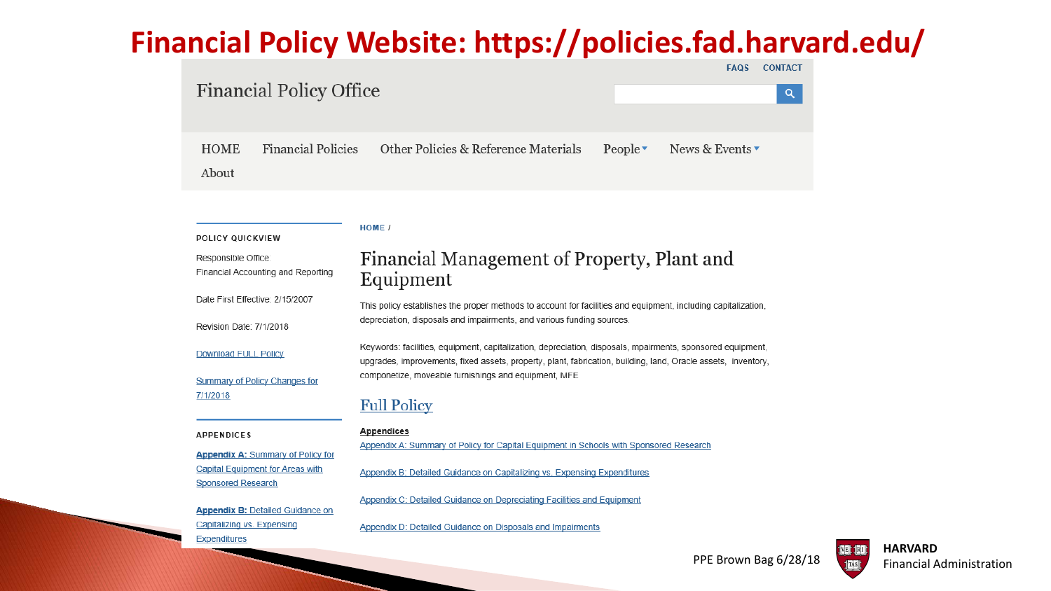# Financial Policy Website: https://policies.fad.harvard.edu/

FAQS CONTACT

Financial Policy Office

HOME | Financial Policies | Other Policies & Reference Materials | People | News & Events | About

**POLICY QUICKVIEW**

Responsible Office:
Financial Accounting and Reporting

Date First Effective: 2/15/2007

Revision Date: 7/1/2018

Download FULL Policy

Summary of Policy Changes for 7/1/2018

**APPENDICES**

**Appendix A:** Summary of Policy for Capital Equipment for Areas with Sponsored Research

**Appendix B:** Detailed Guidance on Capitalizing vs. Expensing Expenditures

HOME /

## Financial Management of Property, Plant and Equipment

This policy establishes the proper methods to account for facilities and equipment, including capitalization, depreciation, disposals and impairments, and various funding sources.

Keywords: facilities, equipment, capitalization, depreciation, disposals, impairments, sponsored equipment, upgrades, improvements, fixed assets, property, plant, fabrication, building, land, Oracle assets, inventory, componetize, moveable furnishings and equipment, MFE

### Full Policy

**Appendices**

Appendix A: Summary of Policy for Capital Equipment in Schools with Sponsored Research

Appendix B: Detailed Guidance on Capitalizing vs. Expensing Expenditures

Appendix C: Detailed Guidance on Depreciating Facilities and Equipment

Appendix D: Detailed Guidance on Disposals and Impairments

PPE Brown Bag 6/28/18

HARVARD
Financial Administration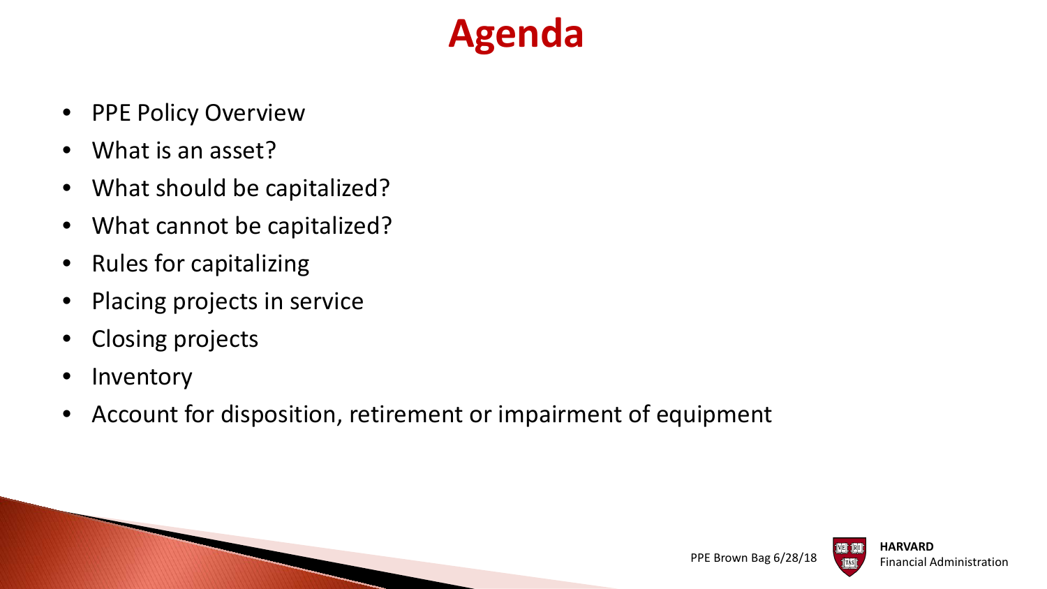# Agenda

- PPE Policy Overview
- What is an asset?
- What should be capitalized?
- What cannot be capitalized?
- Rules for capitalizing
- Placing projects in service
- Closing projects
- Inventory
- Account for disposition, retirement or impairment of equipment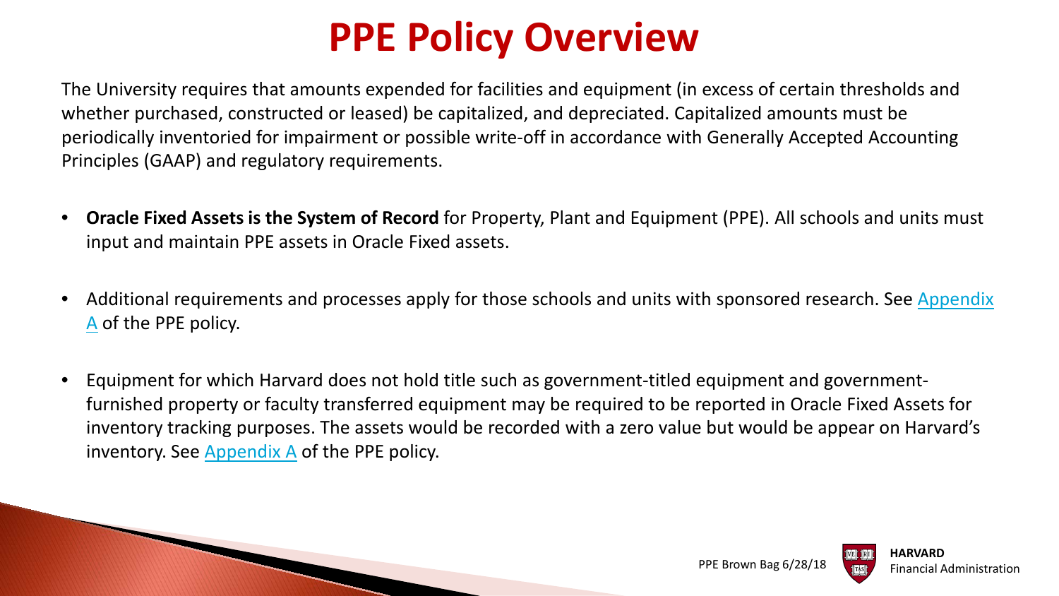# PPE Policy Overview

The University requires that amounts expended for facilities and equipment (in excess of certain thresholds and whether purchased, constructed or leased) be capitalized, and depreciated. Capitalized amounts must be periodically inventoried for impairment or possible write-off in accordance with Generally Accepted Accounting Principles (GAAP) and regulatory requirements.

- **Oracle Fixed Assets is the System of Record** for Property, Plant and Equipment (PPE). All schools and units must input and maintain PPE assets in Oracle Fixed assets.
- Additional requirements and processes apply for those schools and units with sponsored research. See Appendix A of the PPE policy.
- Equipment for which Harvard does not hold title such as government-titled equipment and government-furnished property or faculty transferred equipment may be required to be reported in Oracle Fixed Assets for inventory tracking purposes. The assets would be recorded with a zero value but would be appear on Harvard's inventory. See Appendix A of the PPE policy.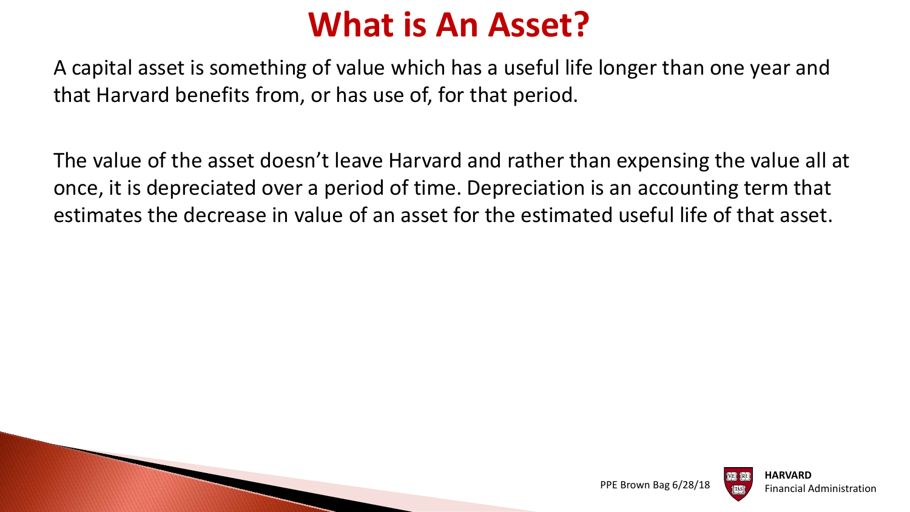# What is An Asset?

A capital asset is something of value which has a useful life longer than one year and that Harvard benefits from, or has use of, for that period.

The value of the asset doesn't leave Harvard and rather than expensing the value all at once, it is depreciated over a period of time. Depreciation is an accounting term that estimates the decrease in value of an asset for the estimated useful life of that asset.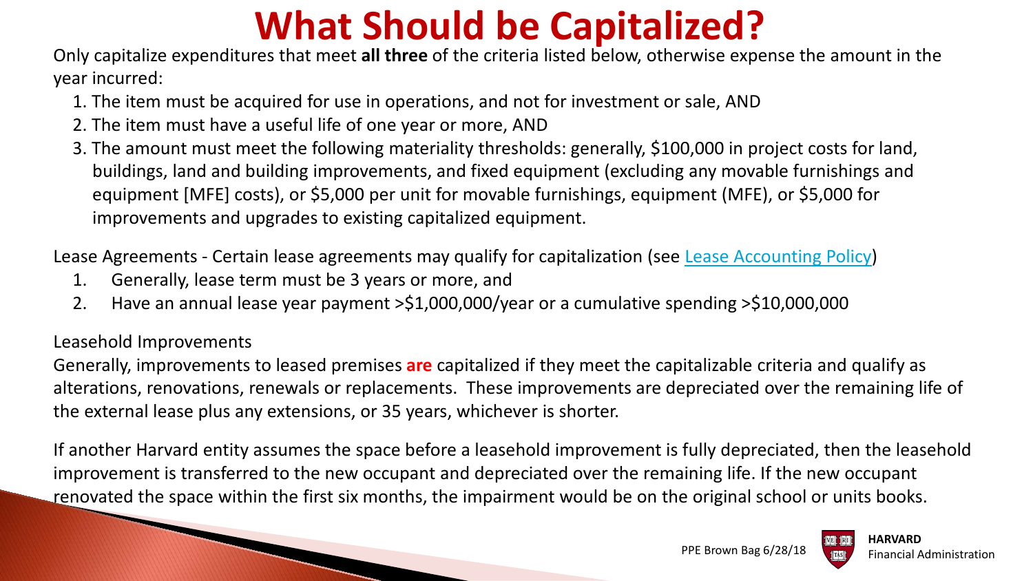# What Should be Capitalized?

Only capitalize expenditures that meet **all three** of the criteria listed below, otherwise expense the amount in the year incurred:

1. The item must be acquired for use in operations, and not for investment or sale, AND
2. The item must have a useful life of one year or more, AND
3. The amount must meet the following materiality thresholds: generally, $100,000 in project costs for land, buildings, land and building improvements, and fixed equipment (excluding any movable furnishings and equipment [MFE] costs), or $5,000 per unit for movable furnishings, equipment (MFE), or $5,000 for improvements and upgrades to existing capitalized equipment.

Lease Agreements - Certain lease agreements may qualify for capitalization (see Lease Accounting Policy)

1. Generally, lease term must be 3 years or more, and
2. Have an annual lease year payment >$1,000,000/year or a cumulative spending >$10,000,000

Leasehold Improvements

Generally, improvements to leased premises **are** capitalized if they meet the capitalizable criteria and qualify as alterations, renovations, renewals or replacements. These improvements are depreciated over the remaining life of the external lease plus any extensions, or 35 years, whichever is shorter.

If another Harvard entity assumes the space before a leasehold improvement is fully depreciated, then the leasehold improvement is transferred to the new occupant and depreciated over the remaining life. If the new occupant renovated the space within the first six months, the impairment would be on the original school or units books.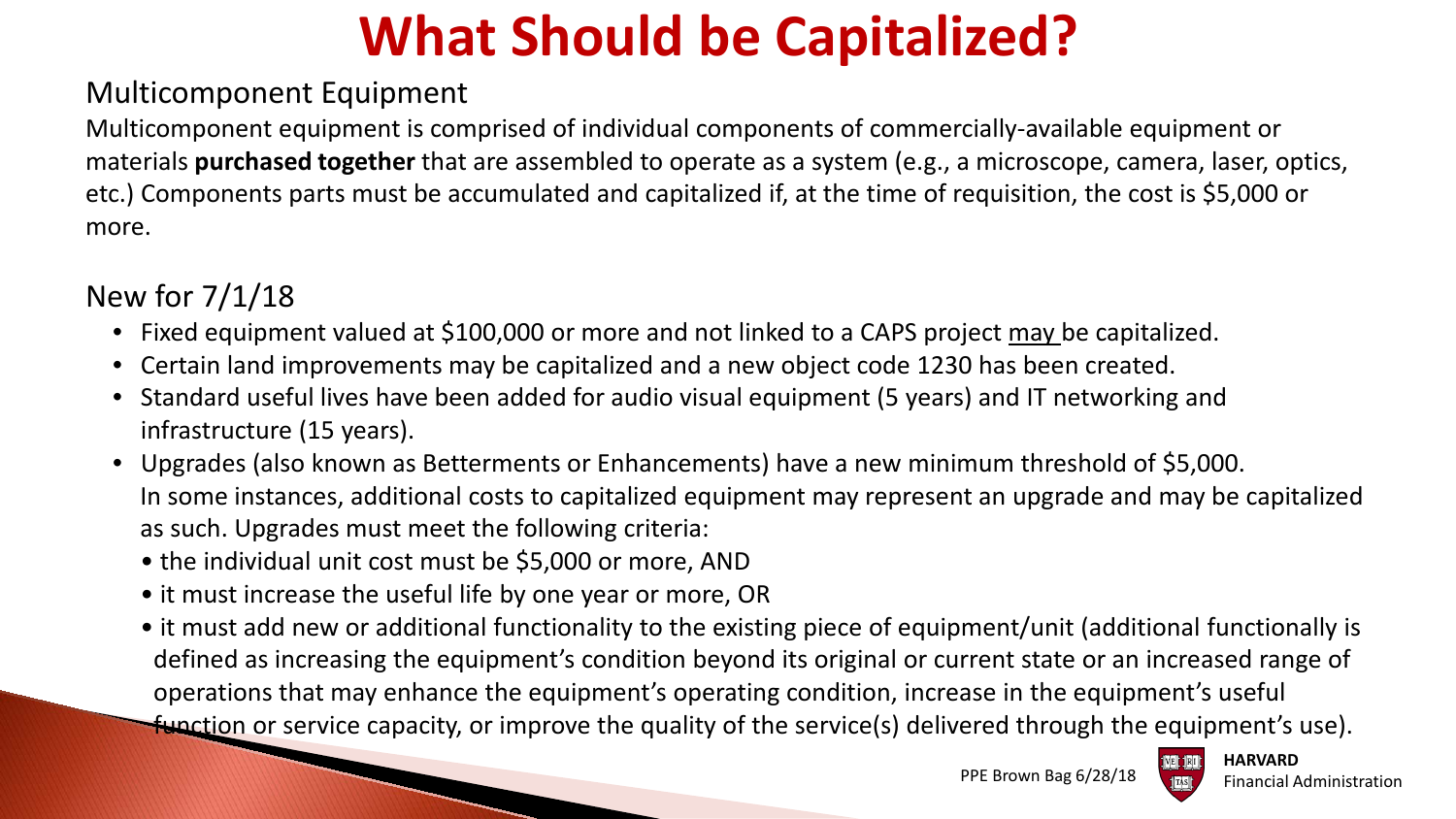# What Should be Capitalized?

## Multicomponent Equipment

Multicomponent equipment is comprised of individual components of commercially-available equipment or materials **purchased together** that are assembled to operate as a system (e.g., a microscope, camera, laser, optics, etc.) Components parts must be accumulated and capitalized if, at the time of requisition, the cost is $5,000 or more.

## New for 7/1/18

- Fixed equipment valued at $100,000 or more and not linked to a CAPS project <u>may</u> be capitalized.
- Certain land improvements may be capitalized and a new object code 1230 has been created.
- Standard useful lives have been added for audio visual equipment (5 years) and IT networking and infrastructure (15 years).
- Upgrades (also known as Betterments or Enhancements) have a new minimum threshold of $5,000. In some instances, additional costs to capitalized equipment may represent an upgrade and may be capitalized as such. Upgrades must meet the following criteria:
  - the individual unit cost must be $5,000 or more, AND
  - it must increase the useful life by one year or more, OR
  - it must add new or additional functionality to the existing piece of equipment/unit (additional functionally is defined as increasing the equipment's condition beyond its original or current state or an increased range of operations that may enhance the equipment's operating condition, increase in the equipment's useful function or service capacity, or improve the quality of the service(s) delivered through the equipment's use).

PPE Brown Bag 6/28/18

**HARVARD**
Financial Administration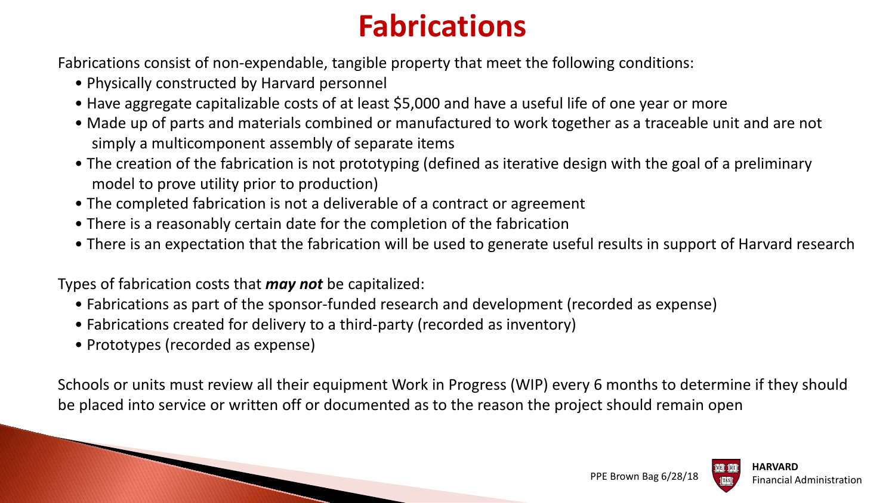# Fabrications

Fabrications consist of non-expendable, tangible property that meet the following conditions:

- Physically constructed by Harvard personnel
- Have aggregate capitalizable costs of at least $5,000 and have a useful life of one year or more
- Made up of parts and materials combined or manufactured to work together as a traceable unit and are not simply a multicomponent assembly of separate items
- The creation of the fabrication is not prototyping (defined as iterative design with the goal of a preliminary model to prove utility prior to production)
- The completed fabrication is not a deliverable of a contract or agreement
- There is a reasonably certain date for the completion of the fabrication
- There is an expectation that the fabrication will be used to generate useful results in support of Harvard research

Types of fabrication costs that ***may not*** be capitalized:

- Fabrications as part of the sponsor-funded research and development (recorded as expense)
- Fabrications created for delivery to a third-party (recorded as inventory)
- Prototypes (recorded as expense)

Schools or units must review all their equipment Work in Progress (WIP) every 6 months to determine if they should be placed into service or written off or documented as to the reason the project should remain open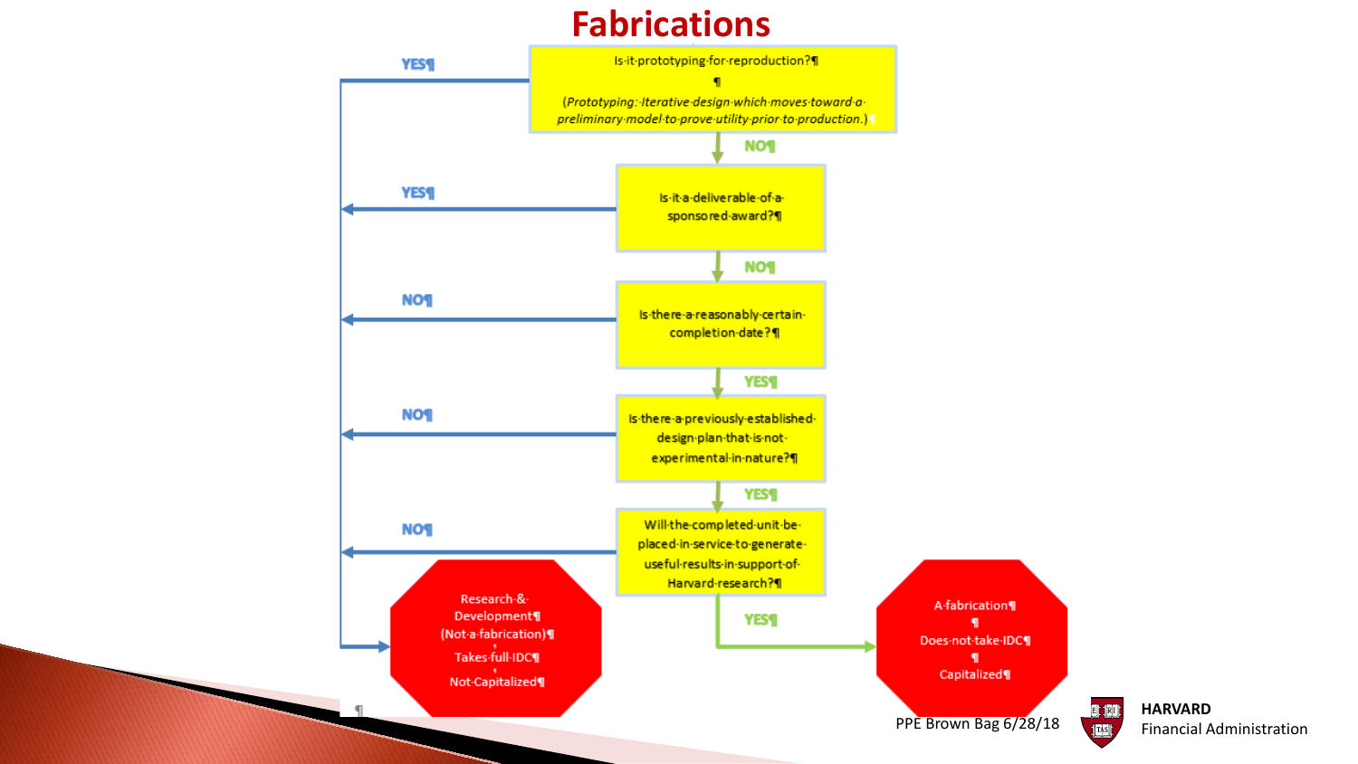# Fabrications

Is it prototyping for reproduction?

*(Prototyping: Iterative design which moves toward a preliminary model to prove utility prior to production.)*

- YES → Research & Development
- NO ↓

Is it a deliverable of a sponsored award?

- YES → Research & Development
- NO ↓

Is there a reasonably certain completion date?

- NO → Research & Development
- YES ↓

Is there a previously established design plan that is not experimental in nature?

- NO → Research & Development
- YES ↓

Will the completed unit be placed in service to generate useful results in support of Harvard research?

- NO → Research & Development
- YES → A fabrication

**Research & Development**
(Not a fabrication)
Takes full IDC
Not Capitalized

**A fabrication**
Does not take IDC
Capitalized

PPE Brown Bag 6/28/18

HARVARD
Financial Administration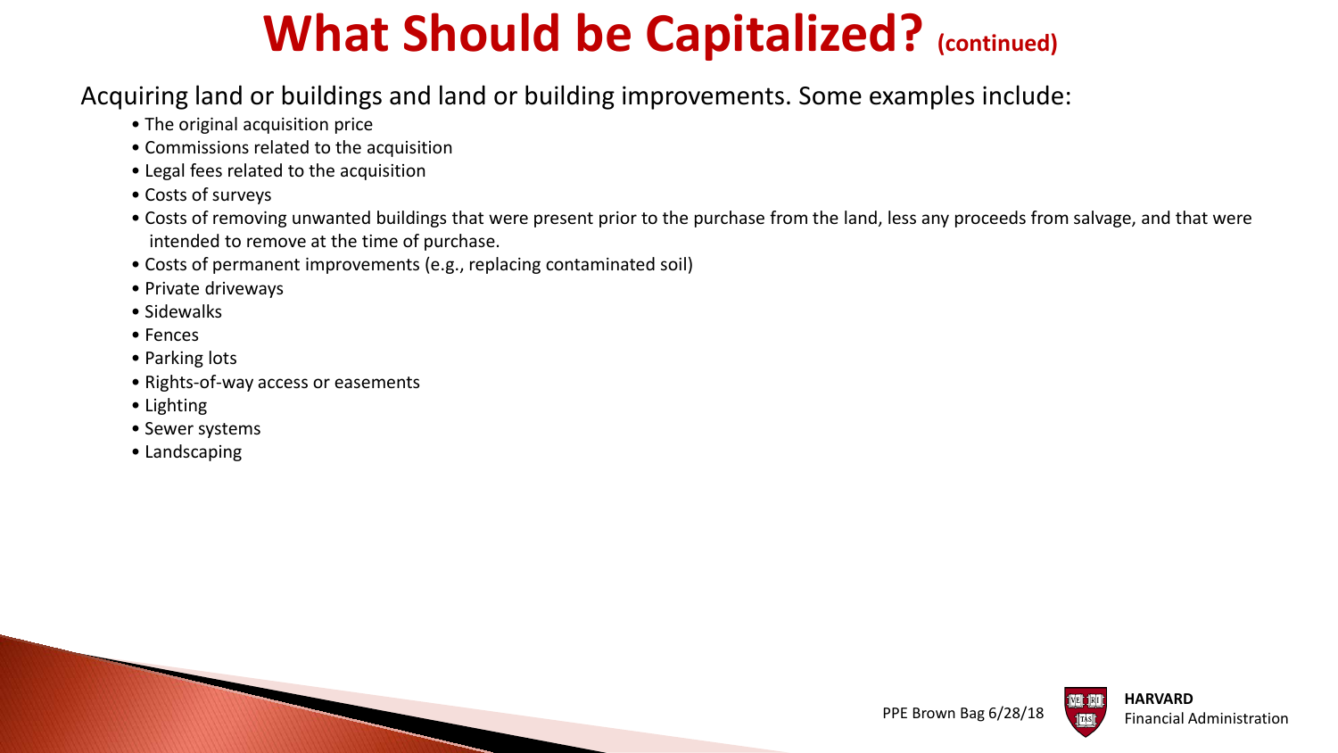# What Should be Capitalized? (continued)

Acquiring land or buildings and land or building improvements. Some examples include:

- The original acquisition price
- Commissions related to the acquisition
- Legal fees related to the acquisition
- Costs of surveys
- Costs of removing unwanted buildings that were present prior to the purchase from the land, less any proceeds from salvage, and that were intended to remove at the time of purchase.
- Costs of permanent improvements (e.g., replacing contaminated soil)
- Private driveways
- Sidewalks
- Fences
- Parking lots
- Rights-of-way access or easements
- Lighting
- Sewer systems
- Landscaping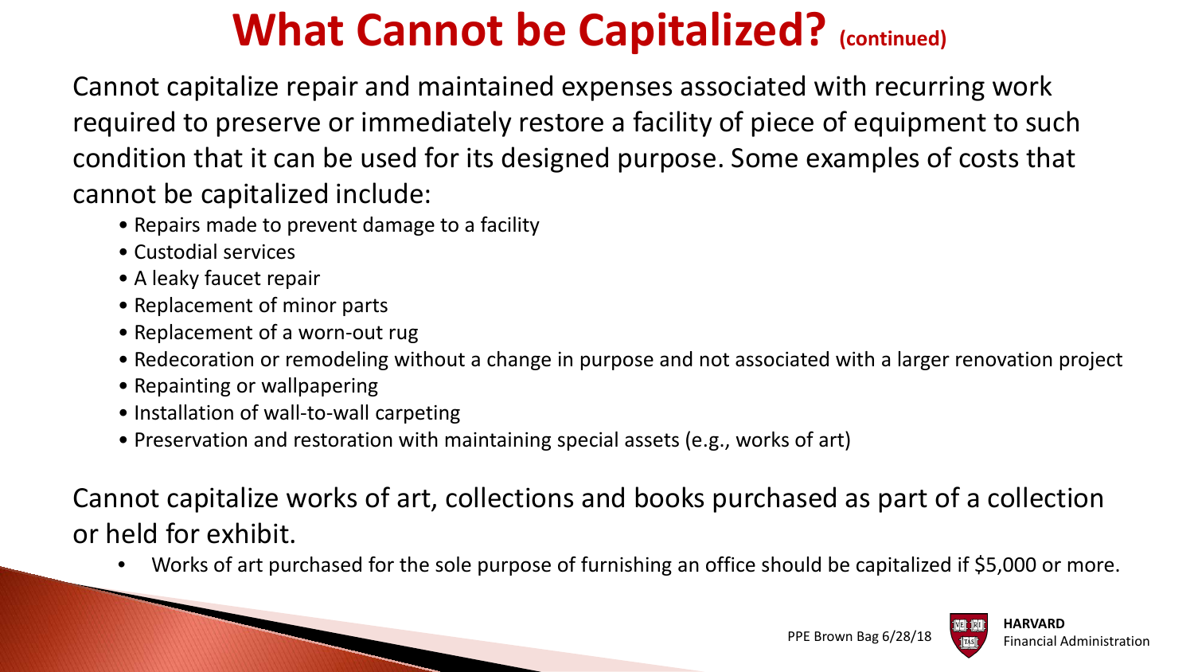# What Cannot be Capitalized? (continued)

Cannot capitalize repair and maintained expenses associated with recurring work required to preserve or immediately restore a facility of piece of equipment to such condition that it can be used for its designed purpose. Some examples of costs that cannot be capitalized include:

- Repairs made to prevent damage to a facility
- Custodial services
- A leaky faucet repair
- Replacement of minor parts
- Replacement of a worn-out rug
- Redecoration or remodeling without a change in purpose and not associated with a larger renovation project
- Repainting or wallpapering
- Installation of wall-to-wall carpeting
- Preservation and restoration with maintaining special assets (e.g., works of art)

Cannot capitalize works of art, collections and books purchased as part of a collection or held for exhibit.

- Works of art purchased for the sole purpose of furnishing an office should be capitalized if $5,000 or more.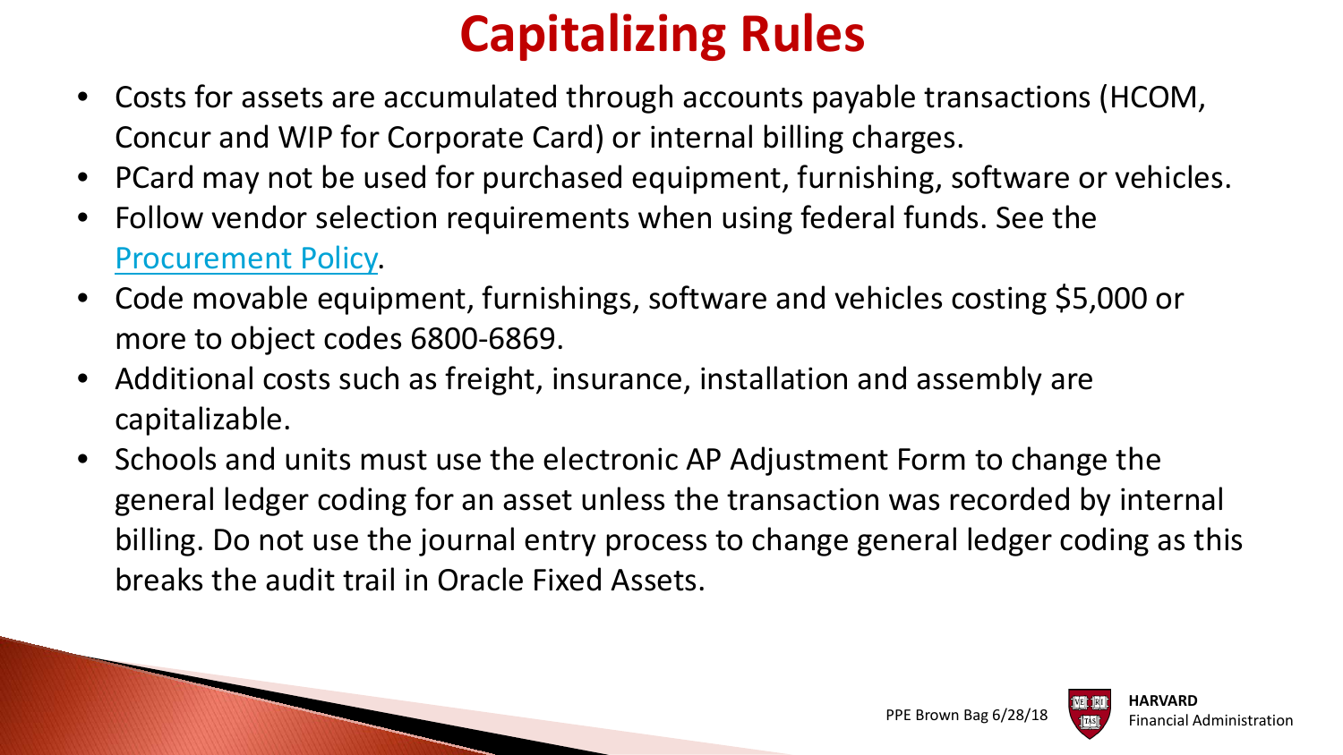# Capitalizing Rules

- Costs for assets are accumulated through accounts payable transactions (HCOM, Concur and WIP for Corporate Card) or internal billing charges.
- PCard may not be used for purchased equipment, furnishing, software or vehicles.
- Follow vendor selection requirements when using federal funds. See the Procurement Policy.
- Code movable equipment, furnishings, software and vehicles costing $5,000 or more to object codes 6800-6869.
- Additional costs such as freight, insurance, installation and assembly are capitalizable.
- Schools and units must use the electronic AP Adjustment Form to change the general ledger coding for an asset unless the transaction was recorded by internal billing. Do not use the journal entry process to change general ledger coding as this breaks the audit trail in Oracle Fixed Assets.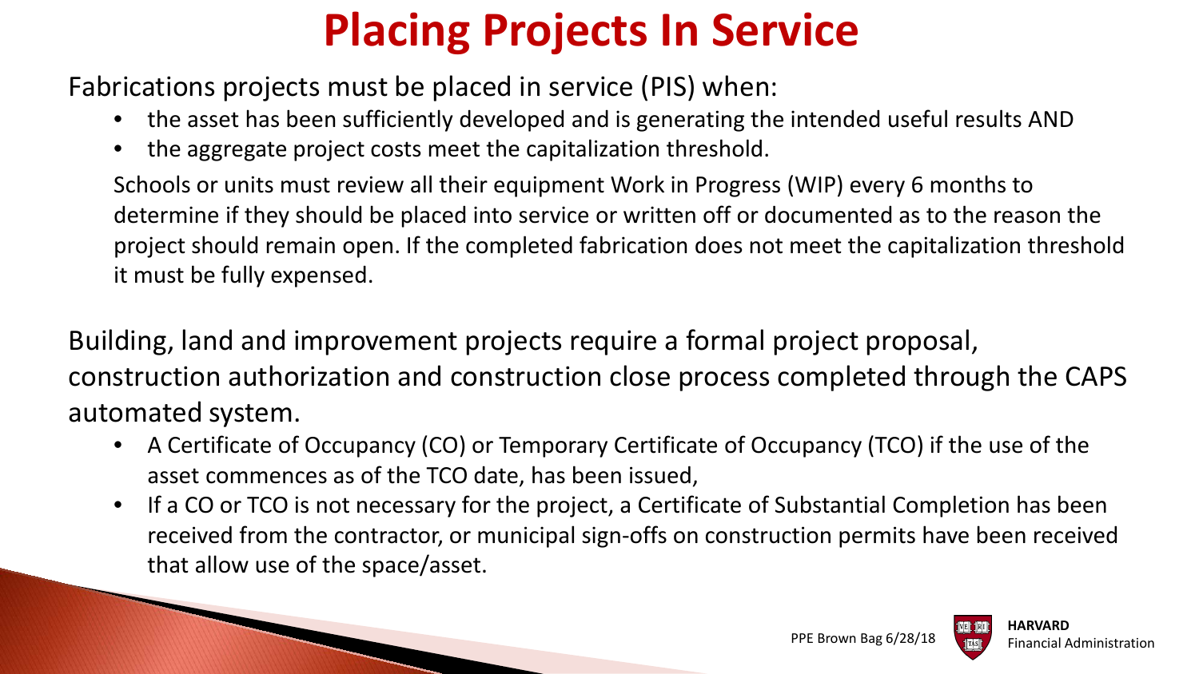# Placing Projects In Service

Fabrications projects must be placed in service (PIS) when:

- the asset has been sufficiently developed and is generating the intended useful results AND
- the aggregate project costs meet the capitalization threshold.

Schools or units must review all their equipment Work in Progress (WIP) every 6 months to determine if they should be placed into service or written off or documented as to the reason the project should remain open. If the completed fabrication does not meet the capitalization threshold it must be fully expensed.

Building, land and improvement projects require a formal project proposal, construction authorization and construction close process completed through the CAPS automated system.

- A Certificate of Occupancy (CO) or Temporary Certificate of Occupancy (TCO) if the use of the asset commences as of the TCO date, has been issued,
- If a CO or TCO is not necessary for the project, a Certificate of Substantial Completion has been received from the contractor, or municipal sign-offs on construction permits have been received that allow use of the space/asset.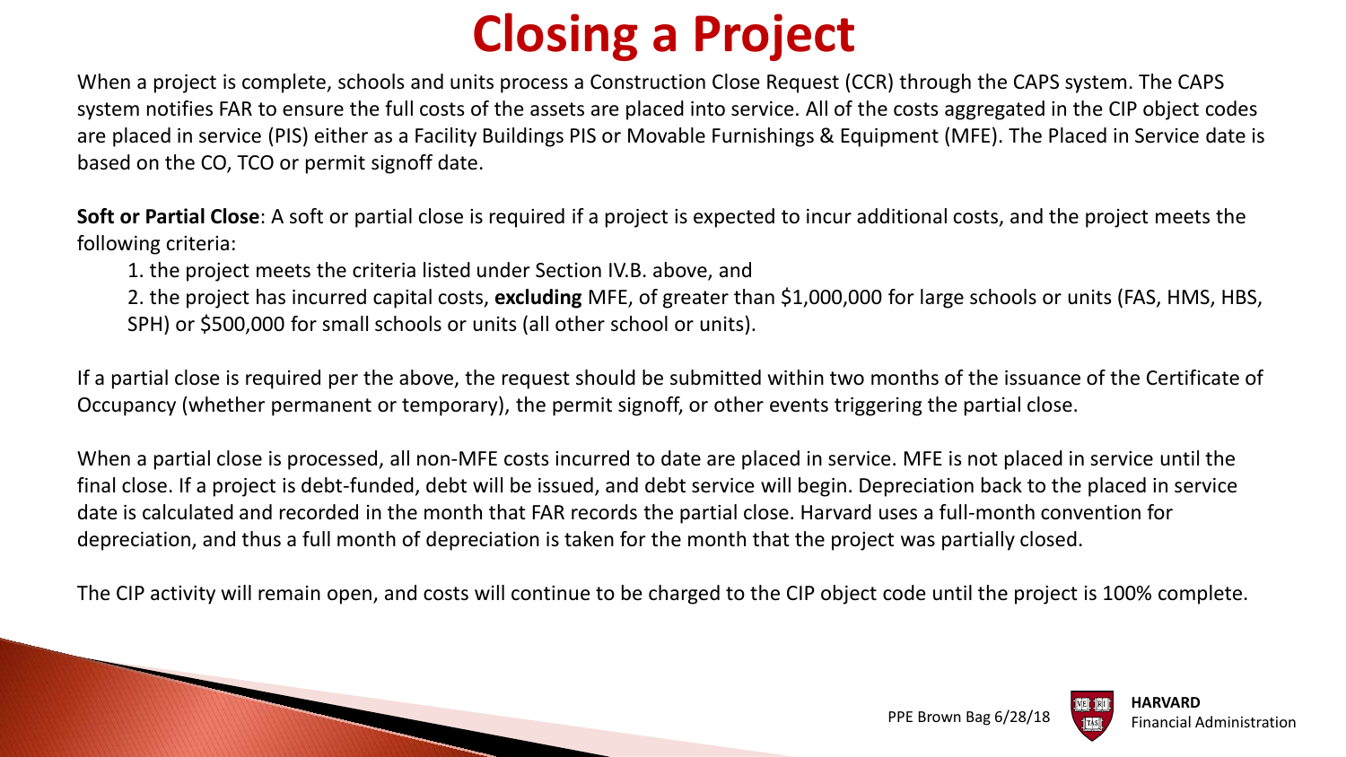# Closing a Project

When a project is complete, schools and units process a Construction Close Request (CCR) through the CAPS system. The CAPS system notifies FAR to ensure the full costs of the assets are placed into service. All of the costs aggregated in the CIP object codes are placed in service (PIS) either as a Facility Buildings PIS or Movable Furnishings & Equipment (MFE). The Placed in Service date is based on the CO, TCO or permit signoff date.

**Soft or Partial Close**: A soft or partial close is required if a project is expected to incur additional costs, and the project meets the following criteria:

1. the project meets the criteria listed under Section IV.B. above, and
2. the project has incurred capital costs, **excluding** MFE, of greater than $1,000,000 for large schools or units (FAS, HMS, HBS, SPH) or $500,000 for small schools or units (all other school or units).

If a partial close is required per the above, the request should be submitted within two months of the issuance of the Certificate of Occupancy (whether permanent or temporary), the permit signoff, or other events triggering the partial close.

When a partial close is processed, all non-MFE costs incurred to date are placed in service. MFE is not placed in service until the final close. If a project is debt-funded, debt will be issued, and debt service will begin. Depreciation back to the placed in service date is calculated and recorded in the month that FAR records the partial close. Harvard uses a full-month convention for depreciation, and thus a full month of depreciation is taken for the month that the project was partially closed.

The CIP activity will remain open, and costs will continue to be charged to the CIP object code until the project is 100% complete.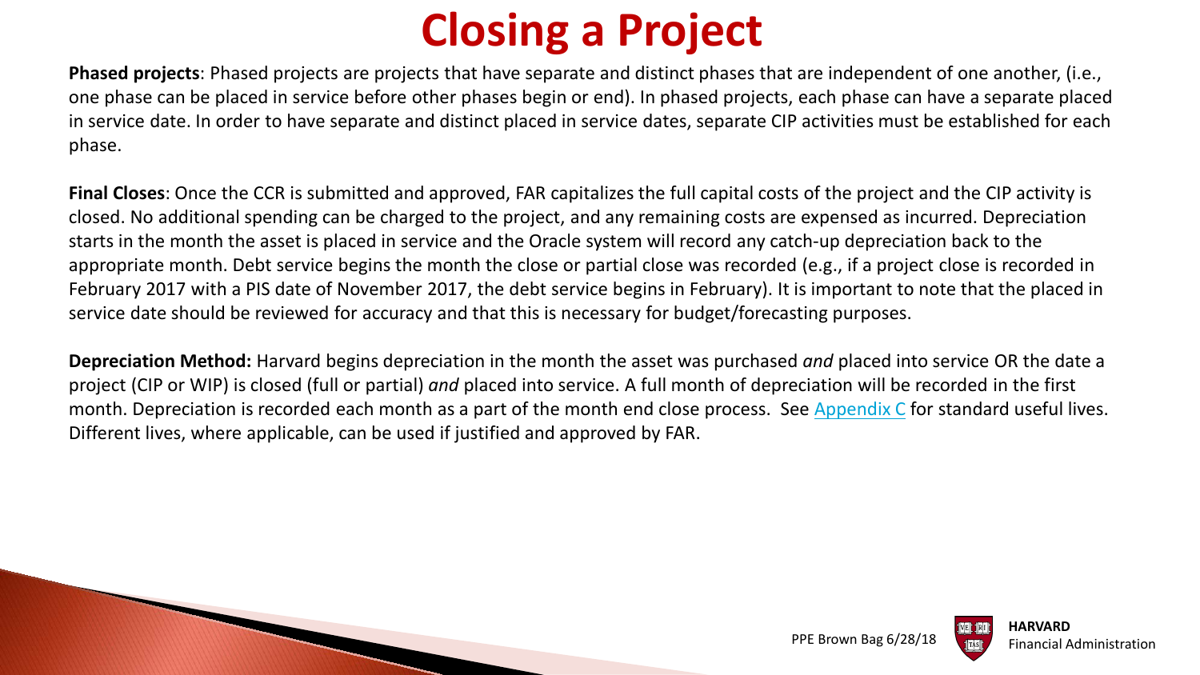# Closing a Project

**Phased projects**: Phased projects are projects that have separate and distinct phases that are independent of one another, (i.e., one phase can be placed in service before other phases begin or end). In phased projects, each phase can have a separate placed in service date. In order to have separate and distinct placed in service dates, separate CIP activities must be established for each phase.

**Final Closes**: Once the CCR is submitted and approved, FAR capitalizes the full capital costs of the project and the CIP activity is closed. No additional spending can be charged to the project, and any remaining costs are expensed as incurred. Depreciation starts in the month the asset is placed in service and the Oracle system will record any catch-up depreciation back to the appropriate month. Debt service begins the month the close or partial close was recorded (e.g., if a project close is recorded in February 2017 with a PIS date of November 2017, the debt service begins in February). It is important to note that the placed in service date should be reviewed for accuracy and that this is necessary for budget/forecasting purposes.

**Depreciation Method:** Harvard begins depreciation in the month the asset was purchased *and* placed into service OR the date a project (CIP or WIP) is closed (full or partial) *and* placed into service. A full month of depreciation will be recorded in the first month. Depreciation is recorded each month as a part of the month end close process. See [Appendix C] for standard useful lives. Different lives, where applicable, can be used if justified and approved by FAR.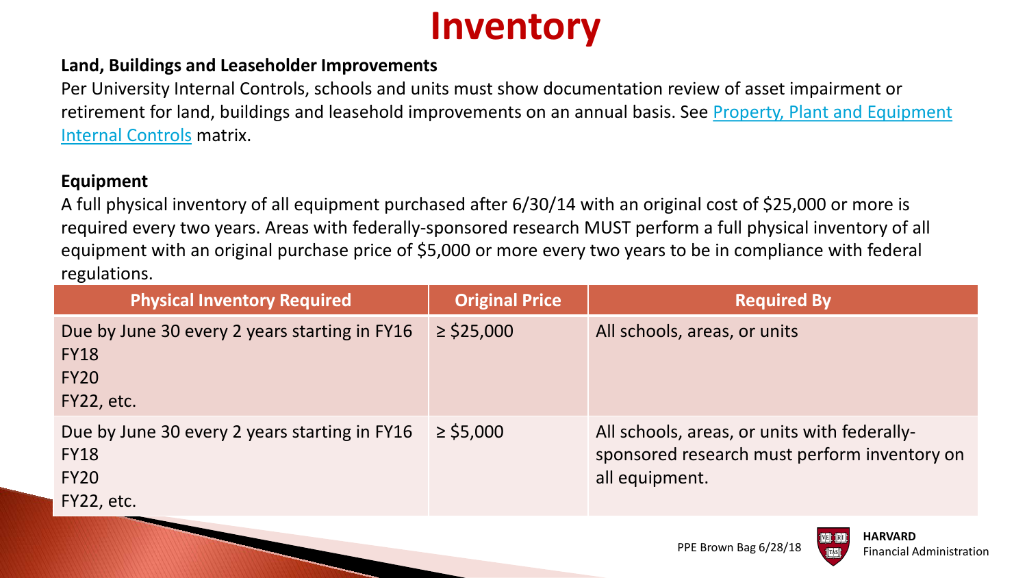# Inventory

**Land, Buildings and Leaseholder Improvements**

Per University Internal Controls, schools and units must show documentation review of asset impairment or retirement for land, buildings and leasehold improvements on an annual basis. See Property, Plant and Equipment Internal Controls matrix.

**Equipment**

A full physical inventory of all equipment purchased after 6/30/14 with an original cost of $25,000 or more is required every two years. Areas with federally-sponsored research MUST perform a full physical inventory of all equipment with an original purchase price of $5,000 or more every two years to be in compliance with federal regulations.

| Physical Inventory Required | Original Price | Required By |
|---|---|---|
| Due by June 30 every 2 years starting in FY16<br>FY18<br>FY20<br>FY22, etc. | ≥ $25,000 | All schools, areas, or units |
| Due by June 30 every 2 years starting in FY16<br>FY18<br>FY20<br>FY22, etc. | ≥ $5,000 | All schools, areas, or units with federally-sponsored research must perform inventory on all equipment. |

PPE Brown Bag 6/28/18

HARVARD
Financial Administration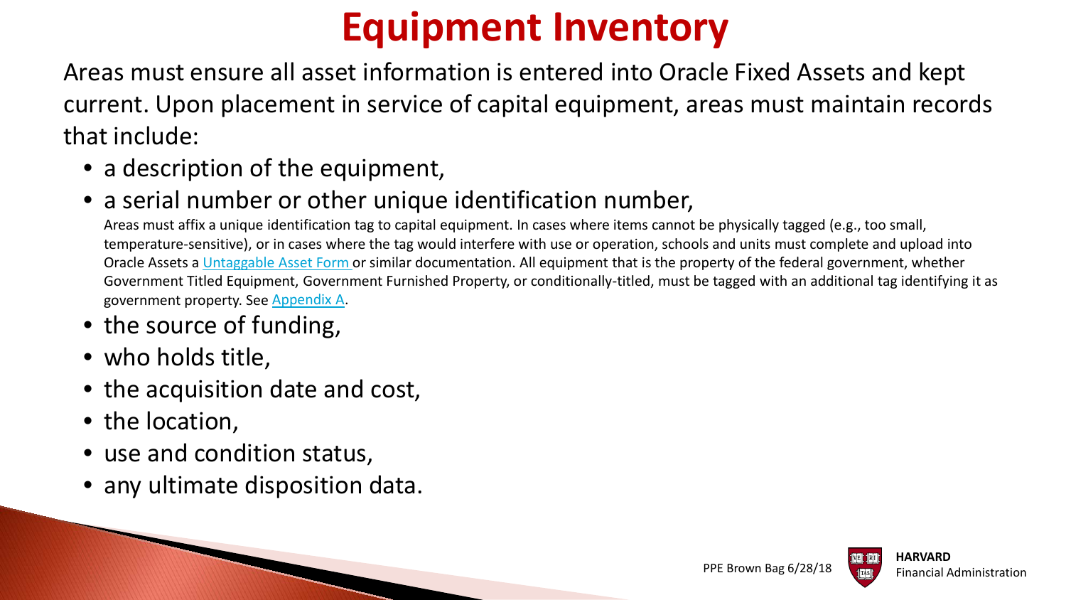# Equipment Inventory

Areas must ensure all asset information is entered into Oracle Fixed Assets and kept current. Upon placement in service of capital equipment, areas must maintain records that include:

- a description of the equipment,
- a serial number or other unique identification number,

  Areas must affix a unique identification tag to capital equipment. In cases where items cannot be physically tagged (e.g., too small, temperature-sensitive), or in cases where the tag would interfere with use or operation, schools and units must complete and upload into Oracle Assets a Untaggable Asset Form or similar documentation. All equipment that is the property of the federal government, whether Government Titled Equipment, Government Furnished Property, or conditionally-titled, must be tagged with an additional tag identifying it as government property. See Appendix A.
- the source of funding,
- who holds title,
- the acquisition date and cost,
- the location,
- use and condition status,
- any ultimate disposition data.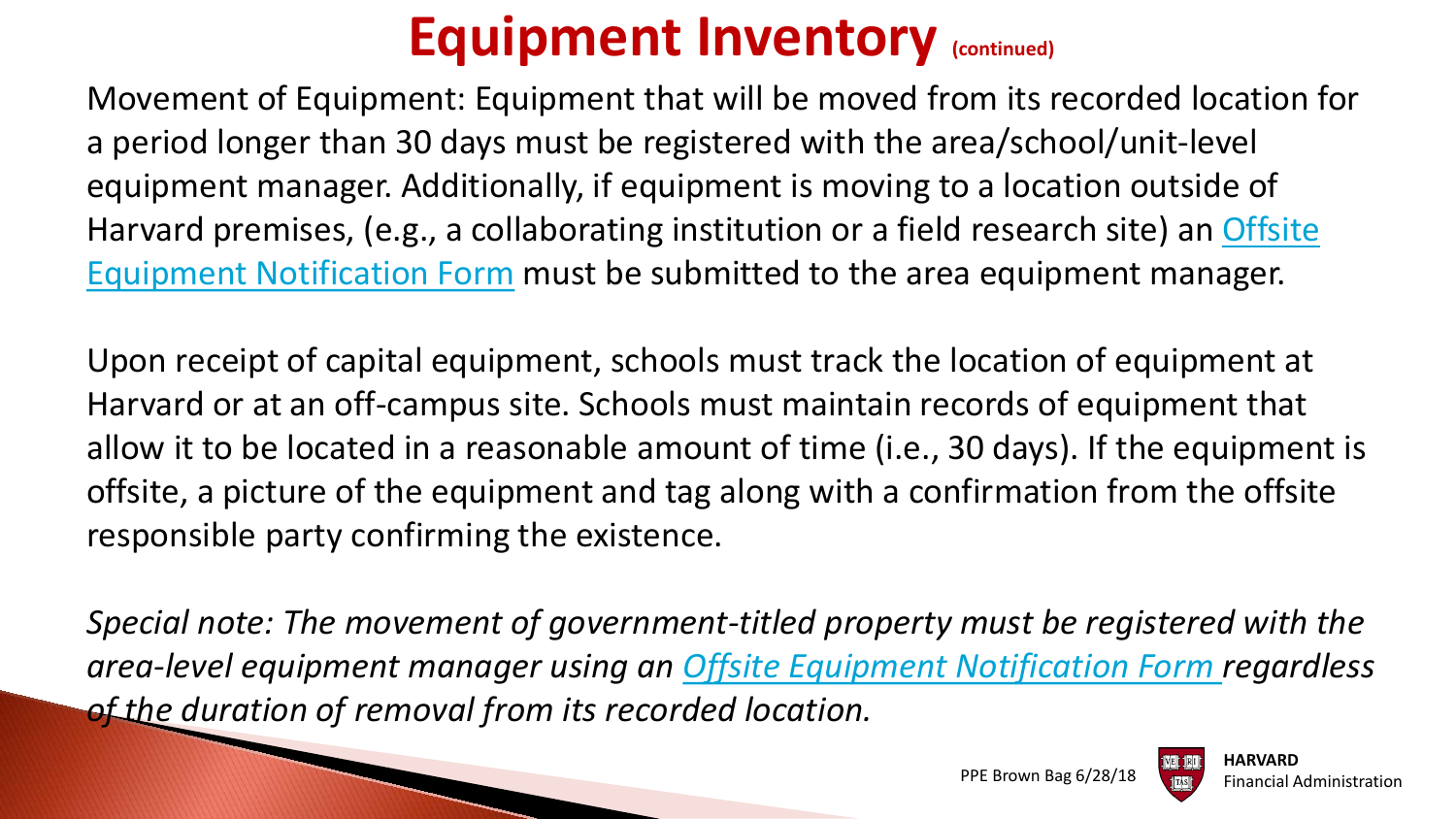# Equipment Inventory (continued)

Movement of Equipment: Equipment that will be moved from its recorded location for a period longer than 30 days must be registered with the area/school/unit-level equipment manager. Additionally, if equipment is moving to a location outside of Harvard premises, (e.g., a collaborating institution or a field research site) an Offsite Equipment Notification Form must be submitted to the area equipment manager.

Upon receipt of capital equipment, schools must track the location of equipment at Harvard or at an off-campus site. Schools must maintain records of equipment that allow it to be located in a reasonable amount of time (i.e., 30 days). If the equipment is offsite, a picture of the equipment and tag along with a confirmation from the offsite responsible party confirming the existence.

*Special note: The movement of government-titled property must be registered with the area-level equipment manager using an Offsite Equipment Notification Form regardless of the duration of removal from its recorded location.*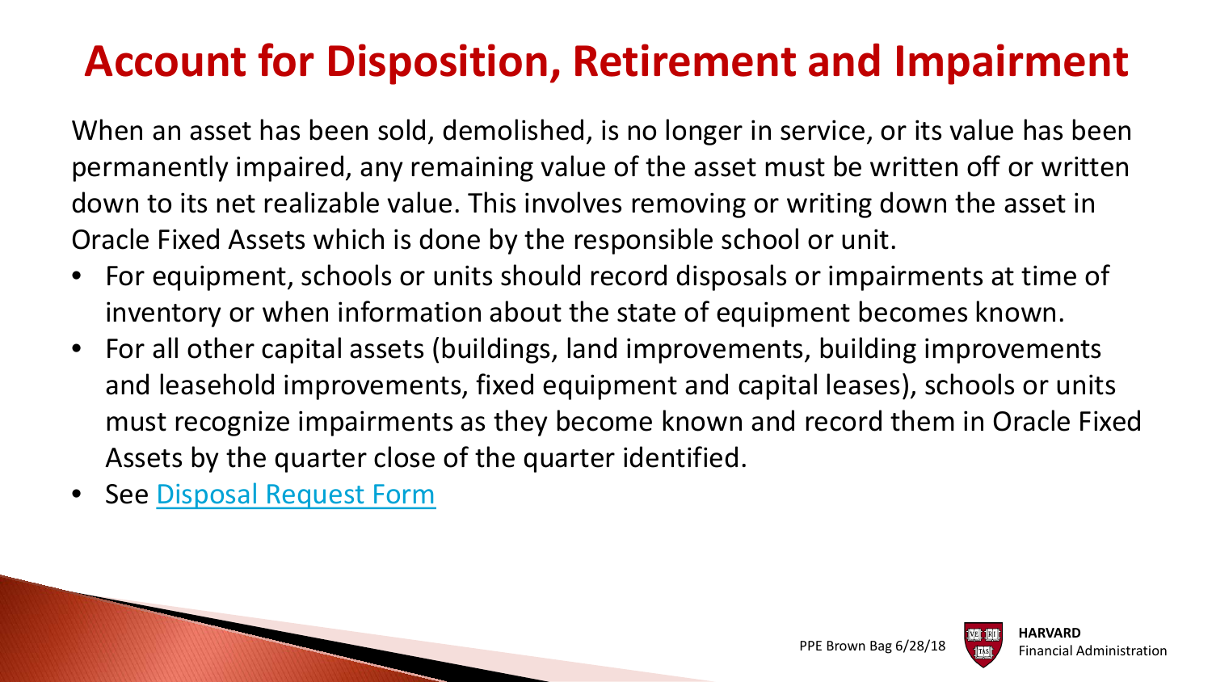# Account for Disposition, Retirement and Impairment

When an asset has been sold, demolished, is no longer in service, or its value has been permanently impaired, any remaining value of the asset must be written off or written down to its net realizable value. This involves removing or writing down the asset in Oracle Fixed Assets which is done by the responsible school or unit.

- For equipment, schools or units should record disposals or impairments at time of inventory or when information about the state of equipment becomes known.
- For all other capital assets (buildings, land improvements, building improvements and leasehold improvements, fixed equipment and capital leases), schools or units must recognize impairments as they become known and record them in Oracle Fixed Assets by the quarter close of the quarter identified.
- See Disposal Request Form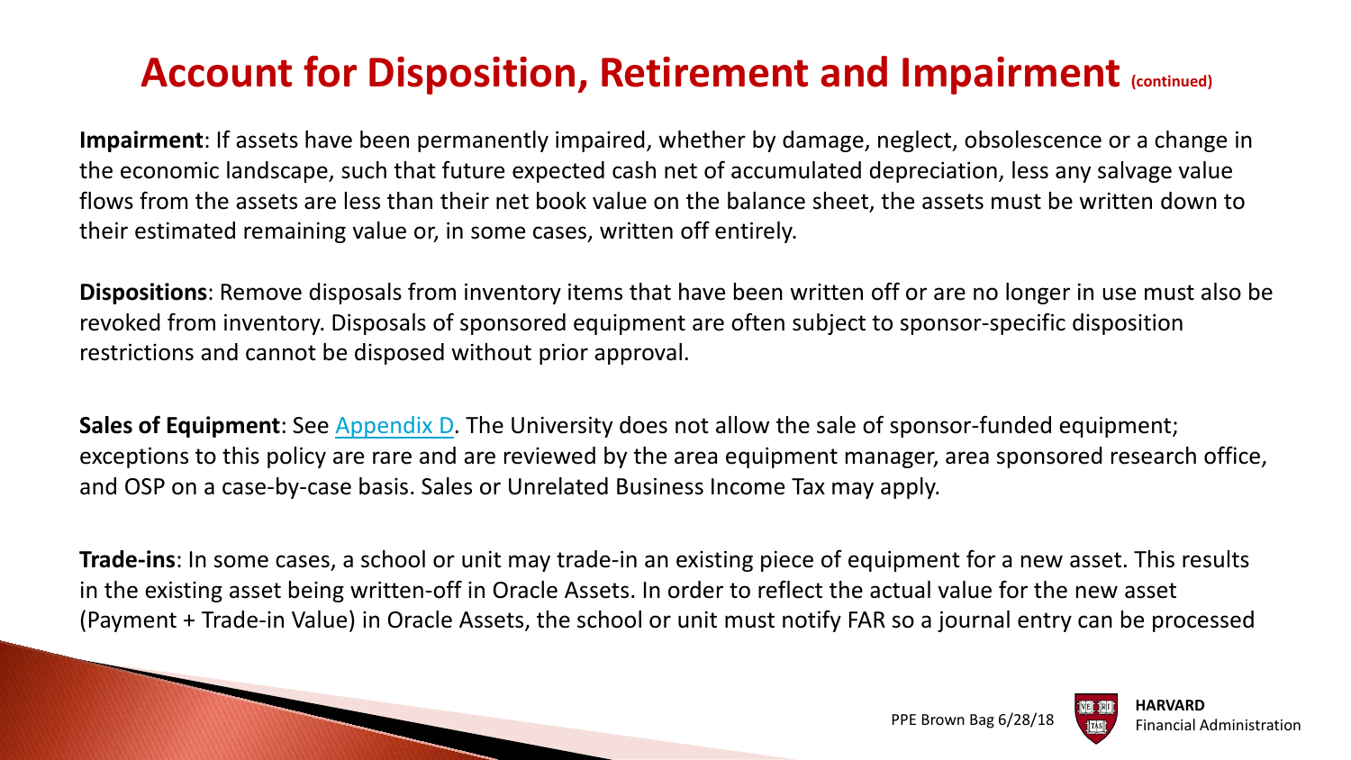# Account for Disposition, Retirement and Impairment (continued)

**Impairment**: If assets have been permanently impaired, whether by damage, neglect, obsolescence or a change in the economic landscape, such that future expected cash net of accumulated depreciation, less any salvage value flows from the assets are less than their net book value on the balance sheet, the assets must be written down to their estimated remaining value or, in some cases, written off entirely.

**Dispositions**: Remove disposals from inventory items that have been written off or are no longer in use must also be revoked from inventory. Disposals of sponsored equipment are often subject to sponsor-specific disposition restrictions and cannot be disposed without prior approval.

**Sales of Equipment**: See Appendix D. The University does not allow the sale of sponsor-funded equipment; exceptions to this policy are rare and are reviewed by the area equipment manager, area sponsored research office, and OSP on a case-by-case basis. Sales or Unrelated Business Income Tax may apply.

**Trade-ins**: In some cases, a school or unit may trade-in an existing piece of equipment for a new asset. This results in the existing asset being written-off in Oracle Assets. In order to reflect the actual value for the new asset (Payment + Trade-in Value) in Oracle Assets, the school or unit must notify FAR so a journal entry can be processed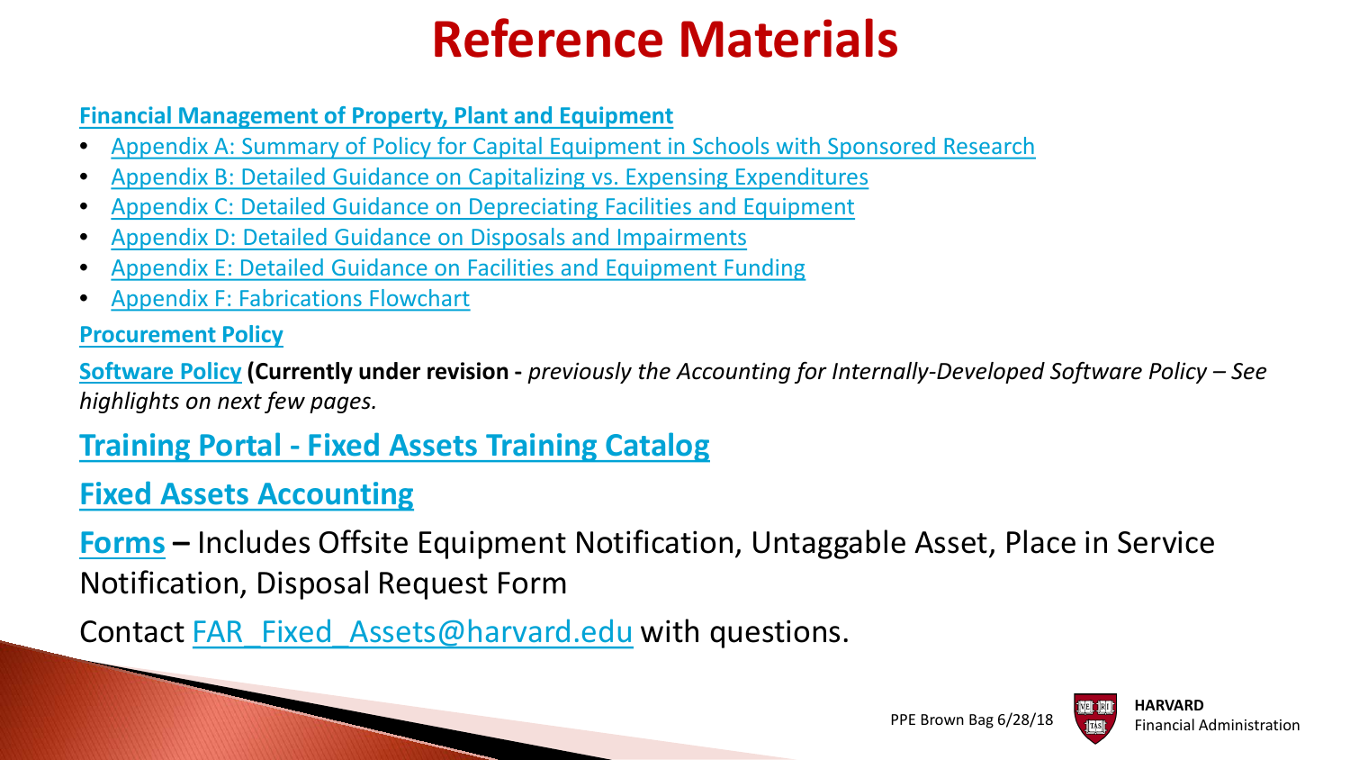# Reference Materials

**Financial Management of Property, Plant and Equipment**

- Appendix A: Summary of Policy for Capital Equipment in Schools with Sponsored Research
- Appendix B: Detailed Guidance on Capitalizing vs. Expensing Expenditures
- Appendix C: Detailed Guidance on Depreciating Facilities and Equipment
- Appendix D: Detailed Guidance on Disposals and Impairments
- Appendix E: Detailed Guidance on Facilities and Equipment Funding
- Appendix F: Fabrications Flowchart

**Procurement Policy**

**Software Policy** **(Currently under revision -** *previously the Accounting for Internally-Developed Software Policy – See highlights on next few pages.*

## Training Portal - Fixed Assets Training Catalog

## Fixed Assets Accounting

**Forms** **–** Includes Offsite Equipment Notification, Untaggable Asset, Place in Service Notification, Disposal Request Form

Contact FAR_Fixed_Assets@harvard.edu with questions.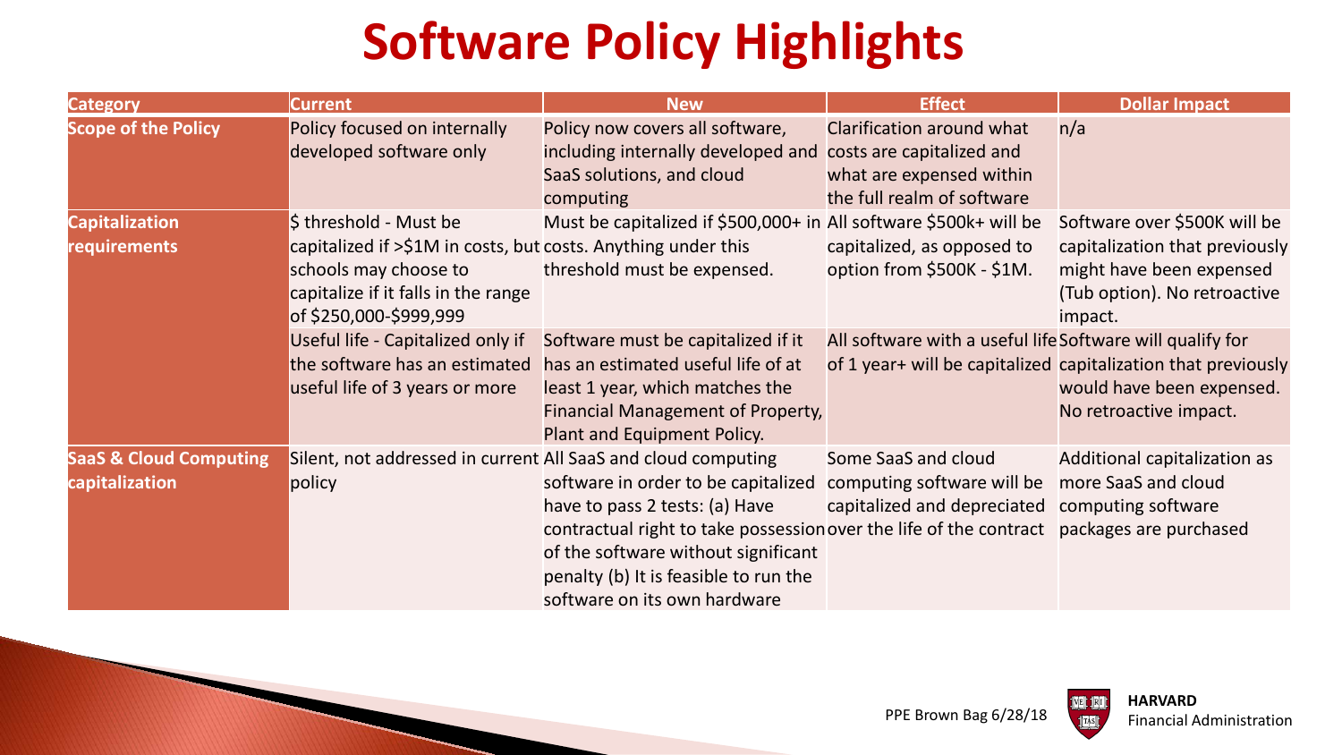# Software Policy Highlights

| Category | Current | New | Effect | Dollar Impact |
|---|---|---|---|---|
| **Scope of the Policy** | Policy focused on internally developed software only | Policy now covers all software, including internally developed and SaaS solutions, and cloud computing | Clarification around what costs are capitalized and what are expensed within the full realm of software | n/a |
| **Capitalization requirements** | $ threshold - Must be capitalized if >$1M in costs, but schools may choose to capitalize if it falls in the range of $250,000-$999,999 | Must be capitalized if $500,000+ in costs. Anything under this threshold must be expensed. | All software $500k+ will be capitalized, as opposed to option from $500K - $1M. | Software over $500K will be capitalization that previously might have been expensed (Tub option). No retroactive impact. |
| | Useful life - Capitalized only if the software has an estimated useful life of 3 years or more | Software must be capitalized if it has an estimated useful life of at least 1 year, which matches the Financial Management of Property, Plant and Equipment Policy. | All software with a useful life of 1 year+ will be capitalized | Software will qualify for capitalization that previously would have been expensed. No retroactive impact. |
| **SaaS & Cloud Computing capitalization** | Silent, not addressed in current policy | All SaaS and cloud computing software in order to be capitalized have to pass 2 tests: (a) Have contractual right to take possession of the software without significant penalty (b) It is feasible to run the software on its own hardware | Some SaaS and cloud computing software will be capitalized and depreciated over the life of the contract | Additional capitalization as more SaaS and cloud computing software packages are purchased |

PPE Brown Bag 6/28/18

HARVARD Financial Administration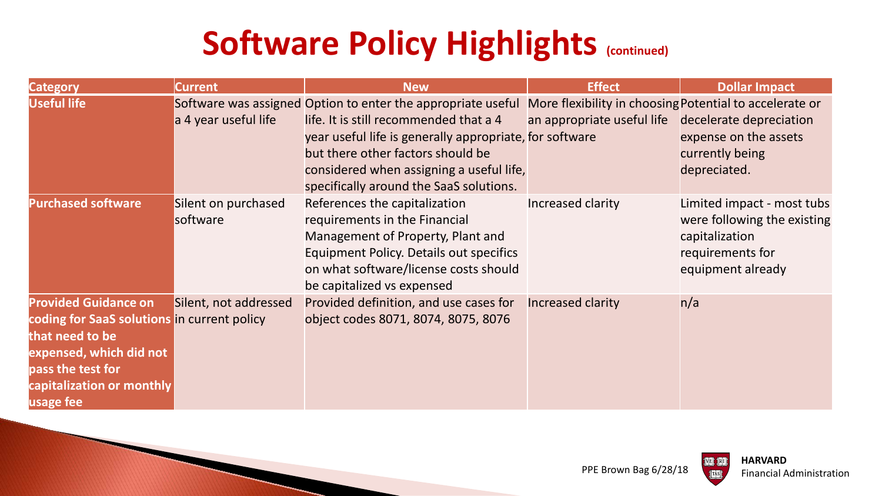# Software Policy Highlights (continued)

| Category | Current | New | Effect | Dollar Impact |
|---|---|---|---|---|
| **Useful life** | Software was assigned a 4 year useful life | Option to enter the appropriate useful life. It is still recommended that a 4 year useful life is generally appropriate, but there other factors should be considered when assigning a useful life, specifically around the SaaS solutions. | More flexibility in choosing an appropriate useful life for software | Potential to accelerate or decelerate depreciation expense on the assets currently being depreciated. |
| **Purchased software** | Silent on purchased software | References the capitalization requirements in the Financial Management of Property, Plant and Equipment Policy. Details out specifics on what software/license costs should be capitalized vs expensed | Increased clarity | Limited impact - most tubs were following the existing capitalization requirements for equipment already |
| **Provided Guidance on coding for SaaS solutions that need to be expensed, which did not pass the test for capitalization or monthly usage fee** | Silent, not addressed in current policy | Provided definition, and use cases for object codes 8071, 8074, 8075, 8076 | Increased clarity | n/a |

PPE Brown Bag 6/28/18

HARVARD Financial Administration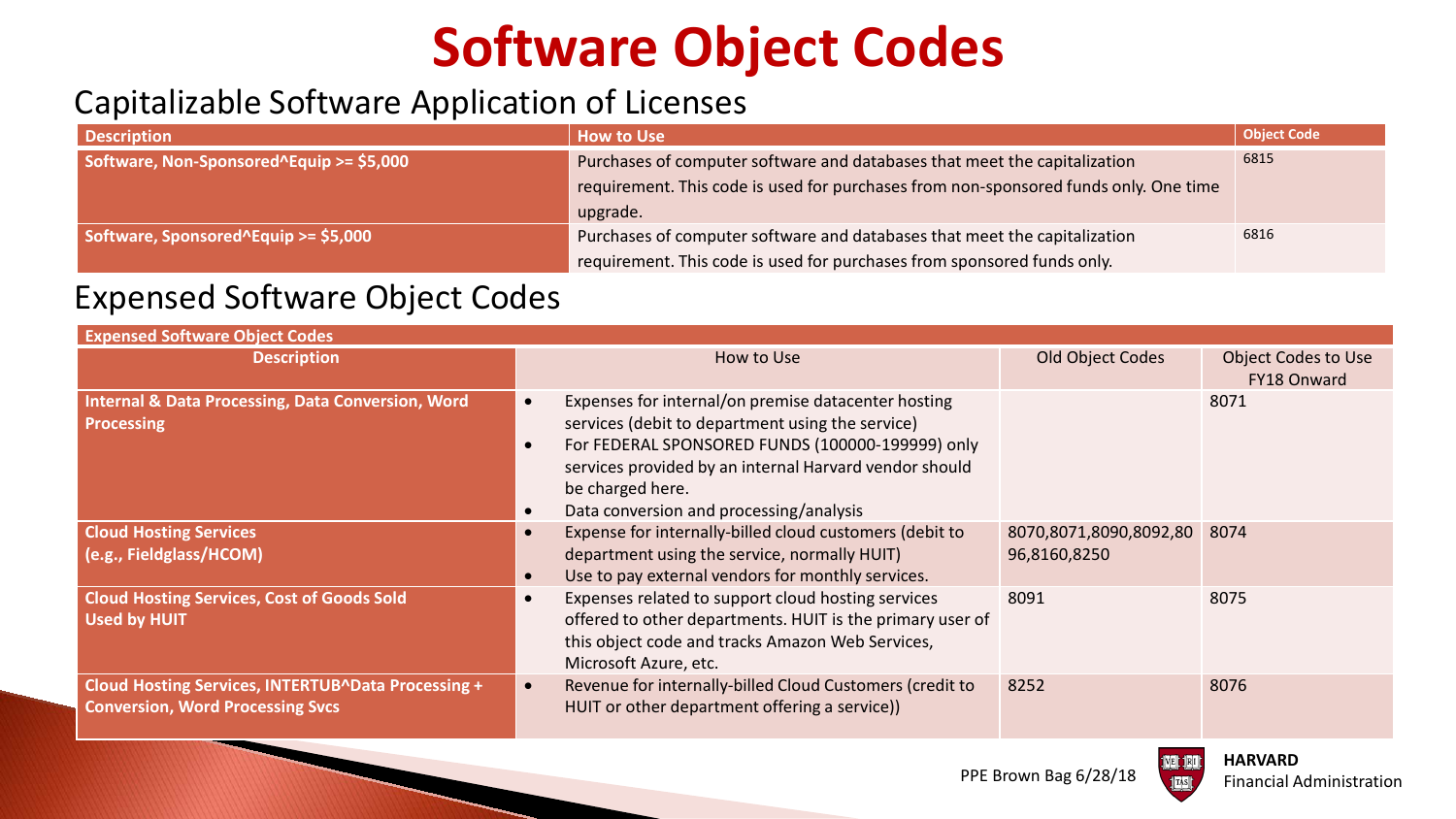# Software Object Codes

## Capitalizable Software Application of Licenses

| Description | How to Use | Object Code |
| --- | --- | --- |
| Software, Non-Sponsored^Equip >= $5,000 | Purchases of computer software and databases that meet the capitalization requirement. This code is used for purchases from non-sponsored funds only. One time upgrade. | 6815 |
| Software, Sponsored^Equip >= $5,000 | Purchases of computer software and databases that meet the capitalization requirement. This code is used for purchases from sponsored funds only. | 6816 |

## Expensed Software Object Codes

| Expensed Software Object Codes | | | |
| --- | --- | --- | --- |
| **Description** | How to Use | Old Object Codes | Object Codes to Use FY18 Onward |
| Internal & Data Processing, Data Conversion, Word Processing | • Expenses for internal/on premise datacenter hosting services (debit to department using the service)<br>• For FEDERAL SPONSORED FUNDS (100000-199999) only services provided by an internal Harvard vendor should be charged here.<br>• Data conversion and processing/analysis | | 8071 |
| Cloud Hosting Services (e.g., Fieldglass/HCOM) | • Expense for internally-billed cloud customers (debit to department using the service, normally HUIT)<br>• Use to pay external vendors for monthly services. | 8070,8071,8090,8092,8096,8160,8250 | 8074 |
| Cloud Hosting Services, Cost of Goods Sold Used by HUIT | • Expenses related to support cloud hosting services offered to other departments. HUIT is the primary user of this object code and tracks Amazon Web Services, Microsoft Azure, etc. | 8091 | 8075 |
| Cloud Hosting Services, INTERTUB^Data Processing + Conversion, Word Processing Svcs | • Revenue for internally-billed Cloud Customers (credit to HUIT or other department offering a service)) | 8252 | 8076 |

PPE Brown Bag 6/28/18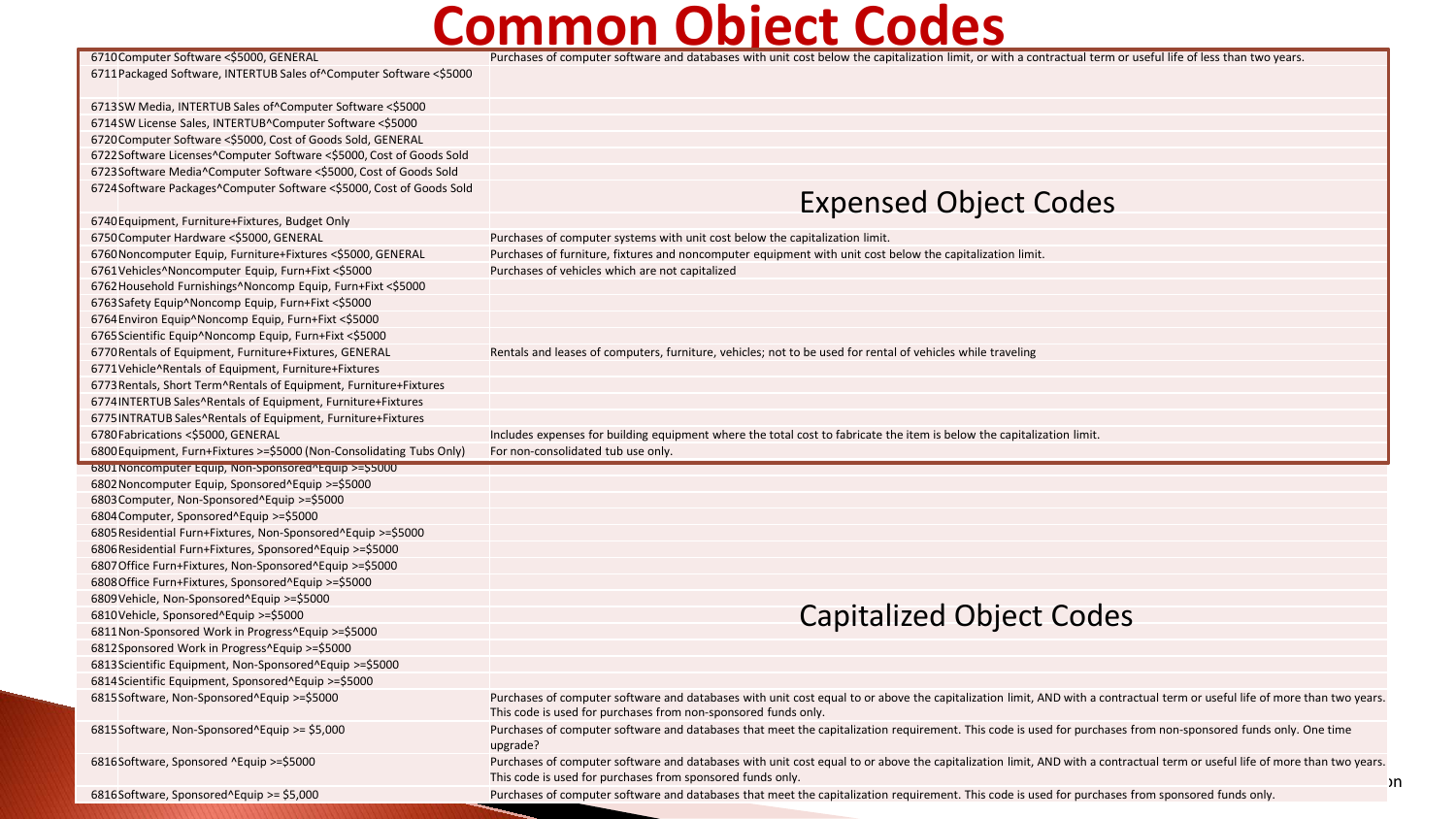# Common Object Codes

## Expensed Object Codes

| | | |
|---|---|---|
| 6710 | Computer Software <$5000, GENERAL | Purchases of computer software and databases with unit cost below the capitalization limit, or with a contractual term or useful life of less than two years. |
| 6711 | Packaged Software, INTERTUB Sales of^Computer Software <$5000 | |
| 6713 | SW Media, INTERTUB Sales of^Computer Software <$5000 | |
| 6714 | SW License Sales, INTERTUB^Computer Software <$5000 | |
| 6720 | Computer Software <$5000, Cost of Goods Sold, GENERAL | |
| 6722 | Software Licenses^Computer Software <$5000, Cost of Goods Sold | |
| 6723 | Software Media^Computer Software <$5000, Cost of Goods Sold | |
| 6724 | Software Packages^Computer Software <$5000, Cost of Goods Sold | |
| 6740 | Equipment, Furniture+Fixtures, Budget Only | |
| 6750 | Computer Hardware <$5000, GENERAL | Purchases of computer systems with unit cost below the capitalization limit. |
| 6760 | Noncomputer Equip, Furniture+Fixtures <$5000, GENERAL | Purchases of furniture, fixtures and noncomputer equipment with unit cost below the capitalization limit. |
| 6761 | Vehicles^Noncomputer Equip, Furn+Fixt <$5000 | Purchases of vehicles which are not capitalized |
| 6762 | Household Furnishings^Noncomp Equip, Furn+Fixt <$5000 | |
| 6763 | Safety Equip^Noncomp Equip, Furn+Fixt <$5000 | |
| 6764 | Environ Equip^Noncomp Equip, Furn+Fixt <$5000 | |
| 6765 | Scientific Equip^Noncomp Equip, Furn+Fixt <$5000 | |
| 6770 | Rentals of Equipment, Furniture+Fixtures, GENERAL | Rentals and leases of computers, furniture, vehicles; not to be used for rental of vehicles while traveling |
| 6771 | Vehicle^Rentals of Equipment, Furniture+Fixtures | |
| 6773 | Rentals, Short Term^Rentals of Equipment, Furniture+Fixtures | |
| 6774 | INTERTUB Sales^Rentals of Equipment, Furniture+Fixtures | |
| 6775 | INTRATUB Sales^Rentals of Equipment, Furniture+Fixtures | |
| 6780 | Fabrications <$5000, GENERAL | Includes expenses for building equipment where the total cost to fabricate the item is below the capitalization limit. |
| 6800 | Equipment, Furn+Fixtures >=$5000 (Non-Consolidating Tubs Only) | For non-consolidated tub use only. |

## Capitalized Object Codes

| | | |
|---|---|---|
| 6801 | Noncomputer Equip, Non-Sponsored^Equip >=$5000 | |
| 6802 | Noncomputer Equip, Sponsored^Equip >=$5000 | |
| 6803 | Computer, Non-Sponsored^Equip >=$5000 | |
| 6804 | Computer, Sponsored^Equip >=$5000 | |
| 6805 | Residential Furn+Fixtures, Non-Sponsored^Equip >=$5000 | |
| 6806 | Residential Furn+Fixtures, Sponsored^Equip >=$5000 | |
| 6807 | Office Furn+Fixtures, Non-Sponsored^Equip >=$5000 | |
| 6808 | Office Furn+Fixtures, Sponsored^Equip >=$5000 | |
| 6809 | Vehicle, Non-Sponsored^Equip >=$5000 | |
| 6810 | Vehicle, Sponsored^Equip >=$5000 | |
| 6811 | Non-Sponsored Work in Progress^Equip >=$5000 | |
| 6812 | Sponsored Work in Progress^Equip >=$5000 | |
| 6813 | Scientific Equipment, Non-Sponsored^Equip >=$5000 | |
| 6814 | Scientific Equipment, Sponsored^Equip >=$5000 | |
| 6815 | Software, Non-Sponsored^Equip >=$5000 | Purchases of computer software and databases with unit cost equal to or above the capitalization limit, AND with a contractual term or useful life of more than two years. This code is used for purchases from non-sponsored funds only. |
| 6815 | Software, Non-Sponsored^Equip >= $5,000 | Purchases of computer software and databases that meet the capitalization requirement. This code is used for purchases from non-sponsored funds only. One time upgrade? |
| 6816 | Software, Sponsored ^Equip >=$5000 | Purchases of computer software and databases with unit cost equal to or above the capitalization limit, AND with a contractual term or useful life of more than two years. This code is used for purchases from sponsored funds only. |
| 6816 | Software, Sponsored^Equip >= $5,000 | Purchases of computer software and databases that meet the capitalization requirement. This code is used for purchases from sponsored funds only. |